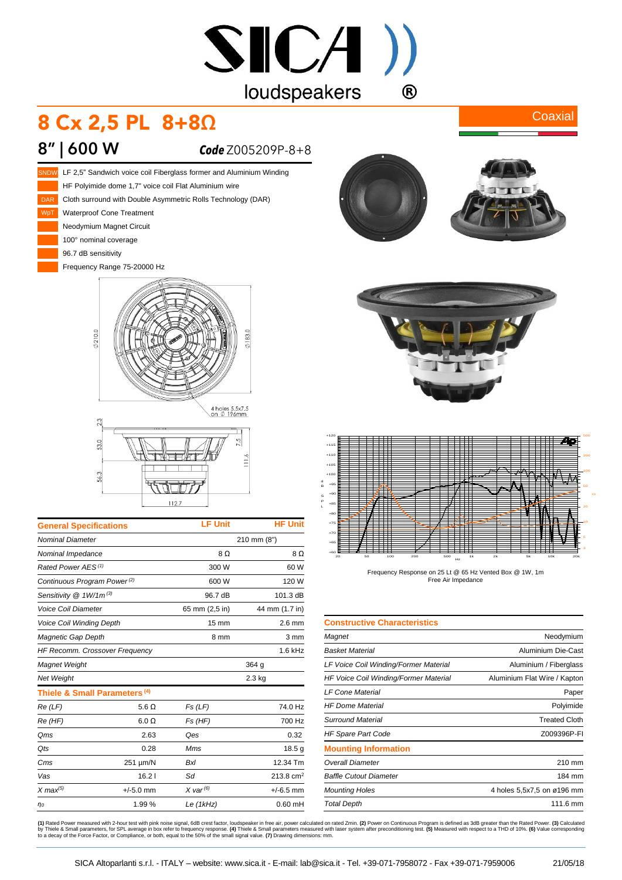# 8 Cx 2,5 PL 8+8Ω

Coaxial

## 8" | 600 W

**Code** Z005209P-8+8

- SNDW LF 2,5" Sandwich voice coil Fiberglass former and Aluminium Winding
- HF Polyimide dome 1,7" voice coil Flat Aluminium wire
- DAR Cloth surround with Double Asymmetric Rolls Technology (DAR)
- WpT Waterproof Cone Treatment
- Neodymium Magnet Circuit
- 100° nominal coverage
- 96.7 dB sensitivity
- Frequency Range 75-20000 Hz

Frequency Response on 25 Lt @ 65 Hz Vented Box @ 1W, 1m
Free Air Impedance

| General Specifications | LF Unit | HF Unit |
|---|---|---|
| *Nominal Diameter* | 210 mm (8") | |
| *Nominal Impedance* | 8 Ω | 8 Ω |
| *Rated Power AES* (1) | 300 W | 60 W |
| *Continuous Program Power* (2) | 600 W | 120 W |
| *Sensitivity @ 1W/1m* (3) | 96.7 dB | 101.3 dB |
| *Voice Coil Diameter* | 65 mm (2,5 in) | 44 mm (1.7 in) |
| *Voice Coil Winding Depth* | 15 mm | 2.6 mm |
| *Magnetic Gap Depth* | 8 mm | 3 mm |
| *HF Recomm. Crossover Frequency* | | 1.6 kHz |
| *Magnet Weight* | 364 g | |
| *Net Weight* | 2.3 kg | |

| Thiele & Small Parameters (4) | | | |
|---|---|---|---|
| *Re (LF)* | 5.6 Ω | *Fs (LF)* | 74.0 Hz |
| *Re (HF)* | 6.0 Ω | *Fs (HF)* | 700 Hz |
| *Qms* | 2.63 | *Qes* | 0.32 |
| *Qts* | 0.28 | *Mms* | 18.5 g |
| *Cms* | 251 µm/N | *Bxl* | 12.34 Tm |
| *Vas* | 16.2 l | *Sd* | 213.8 cm² |
| *X max*(5) | +/-5.0 mm | *X var* (6) | +/-6.5 mm |
| $\eta_0$ | 1.99 % | *Le (1kHz)* | 0.60 mH |

| Constructive Characteristics | |
|---|---|
| *Magnet* | Neodymium |
| *Basket Material* | Aluminium Die-Cast |
| *LF Voice Coil Winding/Former Material* | Aluminium / Fiberglass |
| *HF Voice Coil Winding/Former Material* | Aluminium Flat Wire / Kapton |
| *LF Cone Material* | Paper |
| *HF Dome Material* | Polyimide |
| *Surround Material* | Treated Cloth |
| *HF Spare Part Code* | Z009396P-FI |

| Mounting Information | |
|---|---|
| *Overall Diameter* | 210 mm |
| *Baffle Cutout Diameter* | 184 mm |
| *Mounting Holes* | 4 holes 5,5x7,5 on ø196 mm |
| *Total Depth* | 111.6 mm |

**(1)** Rated Power measured with 2-hour test with pink noise signal, 6dB crest factor, loudspeaker in free air, power calculated on rated Zmin. **(2)** Power on Continuous Program is defined as 3dB greater than the Rated Power. **(3)** Calculated by Thiele & Small parameters, for SPL average in box refer to frequency response. **(4)** Thiele & Small parameters measured with laser system after preconditioning test. **(5)** Measured with respect to a THD of 10%. **(6)** Value corresponding to a decay of the Force Factor, or Compliance, or both, equal to the 50% of the small signal value. **(7)** Drawing dimensions: mm.

SICA Altoparlanti s.r.l. - ITALY – website: www.sica.it - E-mail: lab@sica.it - Tel. +39-071-7958072 - Fax +39-071-7959006 21/05/18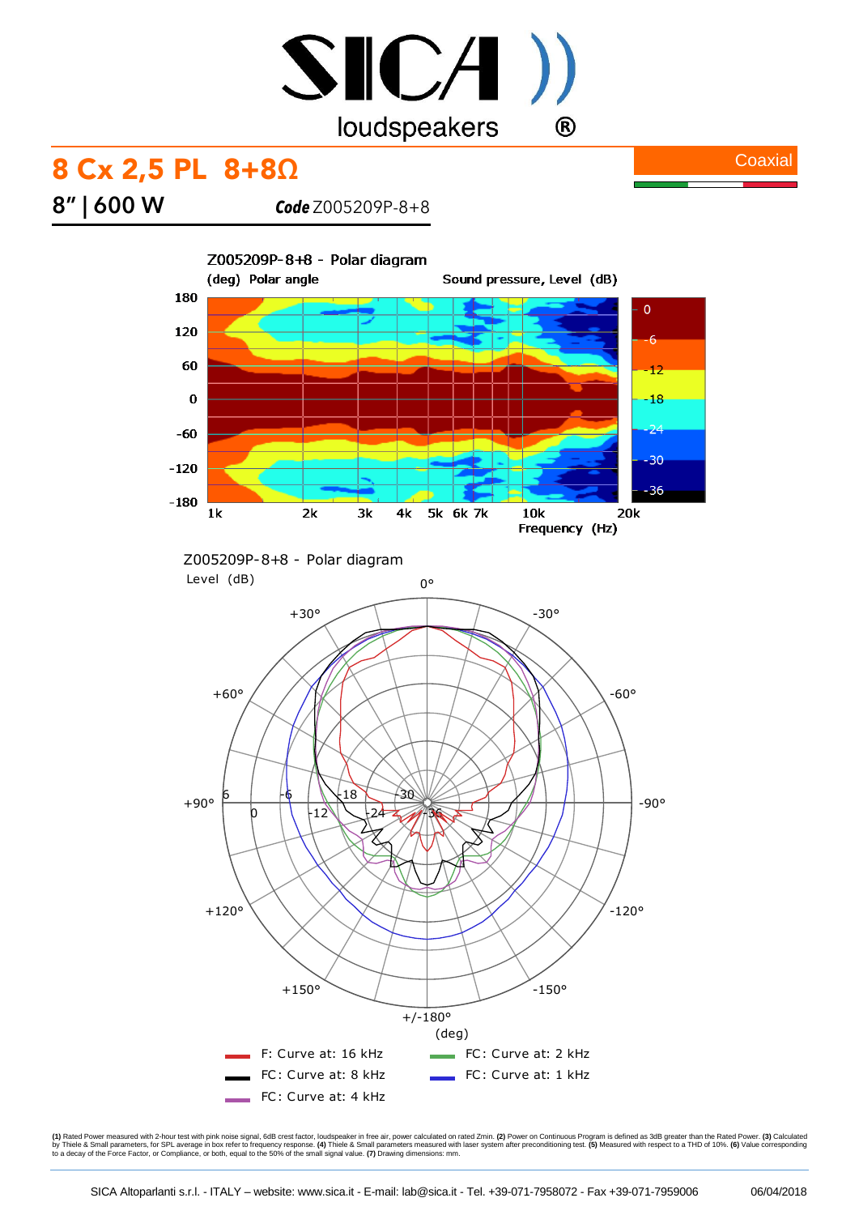# 8 Cx 2,5 PL 8+8Ω

Coaxial

## 8" | 600 W

***Code*** Z005209P-8+8

Z005209P-8+8 - Polar diagram

(deg) Polar angle

Sound pressure, Level (dB)

180
120
60
0
-60
-120
-180

1k 2k 3k 4k 5k 6k 7k 10k 20k

Frequency (Hz)

0
-6
-12
-18
-24
-30
-36

Z005209P-8+8 - Polar diagram

Level (dB)

0°
+30°
-30°
+60°
-60°
+90°
-90°
+120°
-120°
+150°
-150°
+/-180°
(deg)

6
0
-6
-12
-18
-24
-30
-36

F: Curve at: 16 kHz

FC: Curve at: 8 kHz

FC: Curve at: 4 kHz

FC: Curve at: 2 kHz

FC: Curve at: 1 kHz

**(1)** Rated Power measured with 2-hour test with pink noise signal, 6dB crest factor, loudspeaker in free air, power calculated on rated Zmin. **(2)** Power on Continuous Program is defined as 3dB greater than the Rated Power. **(3)** Calculated by Thiele & Small parameters, for SPL average in box refer to frequency response. **(4)** Thiele & Small parameters measured with laser system after preconditioning test. **(5)** Measured with respect to a THD of 10%. **(6)** Value corresponding to a decay of the Force Factor, or Compliance, or both, equal to the 50% of the small signal value. **(7)** Drawing dimensions: mm.

SICA Altoparlanti s.r.l. - ITALY – website: www.sica.it - E-mail: lab@sica.it - Tel. +39-071-7958072 - Fax +39-071-7959006 06/04/2018